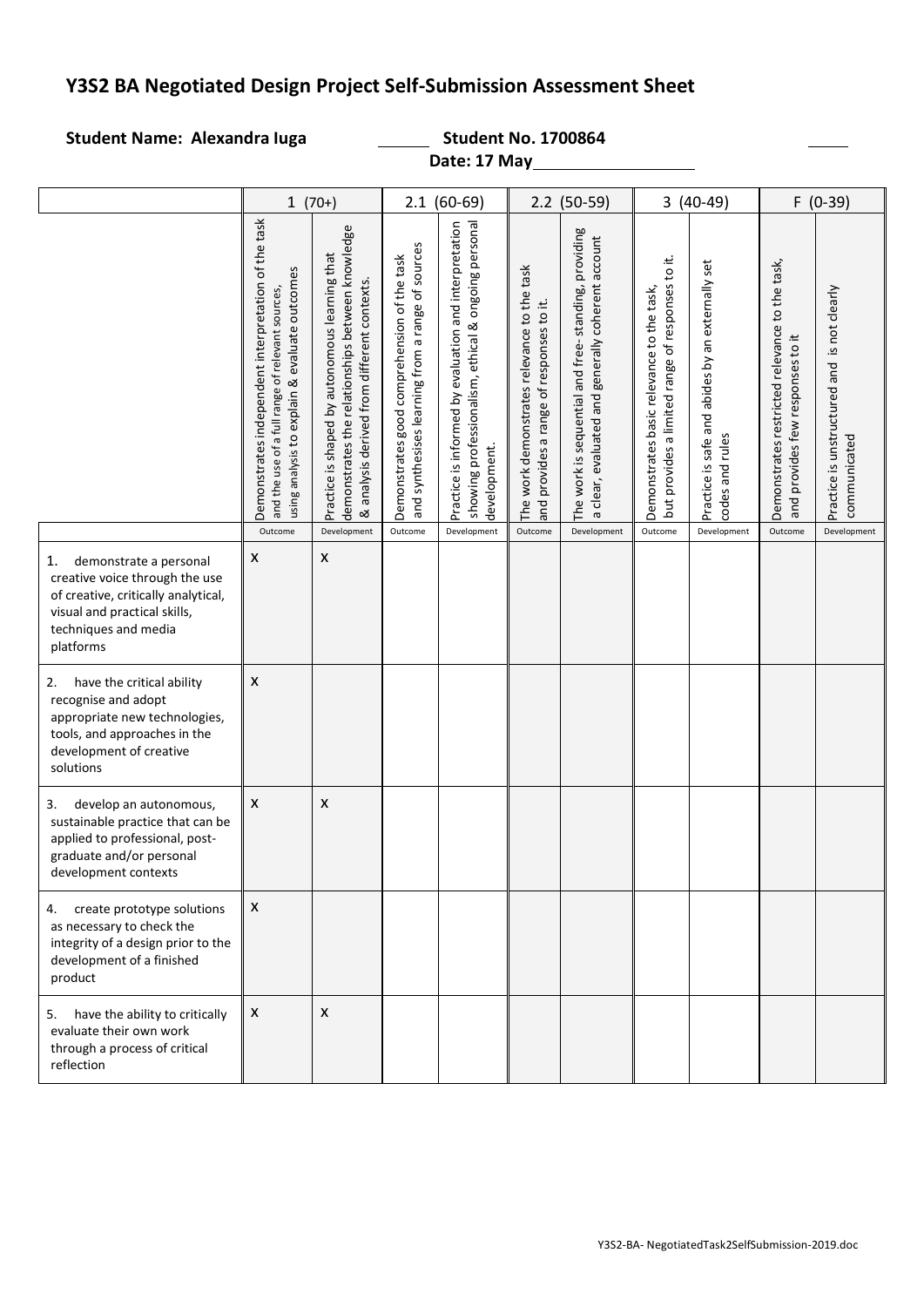# Y3S2 BA Negotiated Design Project Self-Submission Assessment Sheet

**Student Name: Alexandra Iuga** **Student No. 1700864**

**Date: 17 May**

| | 1 (70+) | | 2.1 (60-69) | | 2.2 (50-59) | | 3 (40-49) | | F (0-39) | |
|---|---|---|---|---|---|---|---|---|---|---|
| | Demonstrates independent interpretation of the task and the use of a full range of relevant sources, using analysis to explain & evaluate outcomes | Practice is shaped by autonomous learning that demonstrates the relationships between knowledge & analysis derived from different contexts. | Demonstrates good comprehension of the task and synthesises learning from a range of sources | Practice is informed by evaluation and interpretation showing professionalism, ethical & ongoing personal development. | The work demonstrates relevance to the task and provides a range of responses to it. | The work is sequential and free- standing, providing a clear, evaluated and generally coherent account | Demonstrates basic relevance to the task, but provides a limited range of responses to it. | Practice is safe and abides by an externally set codes and rules | Demonstrates restricted relevance to the task, and provides few responses to it | Practice is unstructured and is not clearly communicated |
| | Outcome | Development | Outcome | Development | Outcome | Development | Outcome | Development | Outcome | Development |
| 1. demonstrate a personal creative voice through the use of creative, critically analytical, visual and practical skills, techniques and media platforms | x | x | | | | | | | | |
| 2. have the critical ability recognise and adopt appropriate new technologies, tools, and approaches in the development of creative solutions | x | | | | | | | | | |
| 3. develop an autonomous, sustainable practice that can be applied to professional, post-graduate and/or personal development contexts | x | x | | | | | | | | |
| 4. create prototype solutions as necessary to check the integrity of a design prior to the development of a finished product | x | | | | | | | | | |
| 5. have the ability to critically evaluate their own work through a process of critical reflection | x | x | | | | | | | | |

Y3S2-BA- NegotiatedTask2SelfSubmission-2019.doc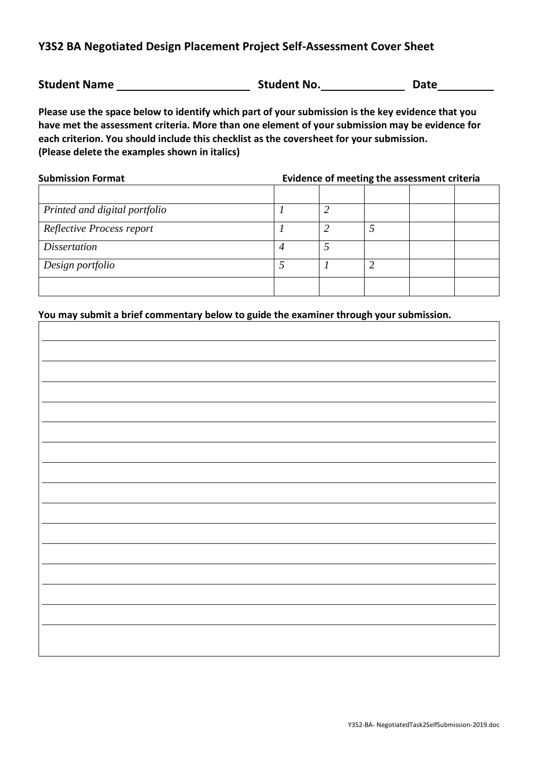## Y3S2 BA Negotiated Design Placement Project Self-Assessment Cover Sheet

**Student Name** \_\_\_\_\_\_\_\_\_\_\_\_\_\_\_\_\_\_\_\_ **Student No.** \_\_\_\_\_\_\_\_\_\_\_\_ **Date** \_\_\_\_\_\_\_\_

**Please use the space below to identify which part of your submission is the key evidence that you have met the assessment criteria. More than one element of your submission may be evidence for each criterion. You should include this checklist as the coversheet for your submission. (Please delete the examples shown in italics)**

| **Submission Format** | **Evidence of meeting the assessment criteria** | | | | |
|---|---|---|---|---|---|
| | | | | | |
| *Printed and digital portfolio* | *1* | *2* | | | |
| *Reflective Process report* | *1* | *2* | *5* | | |
| *Dissertation* | *4* | *5* | | | |
| *Design portfolio* | *5* | *1* | 2 | | |
| | | | | | |

**You may submit a brief commentary below to guide the examiner through your submission.**